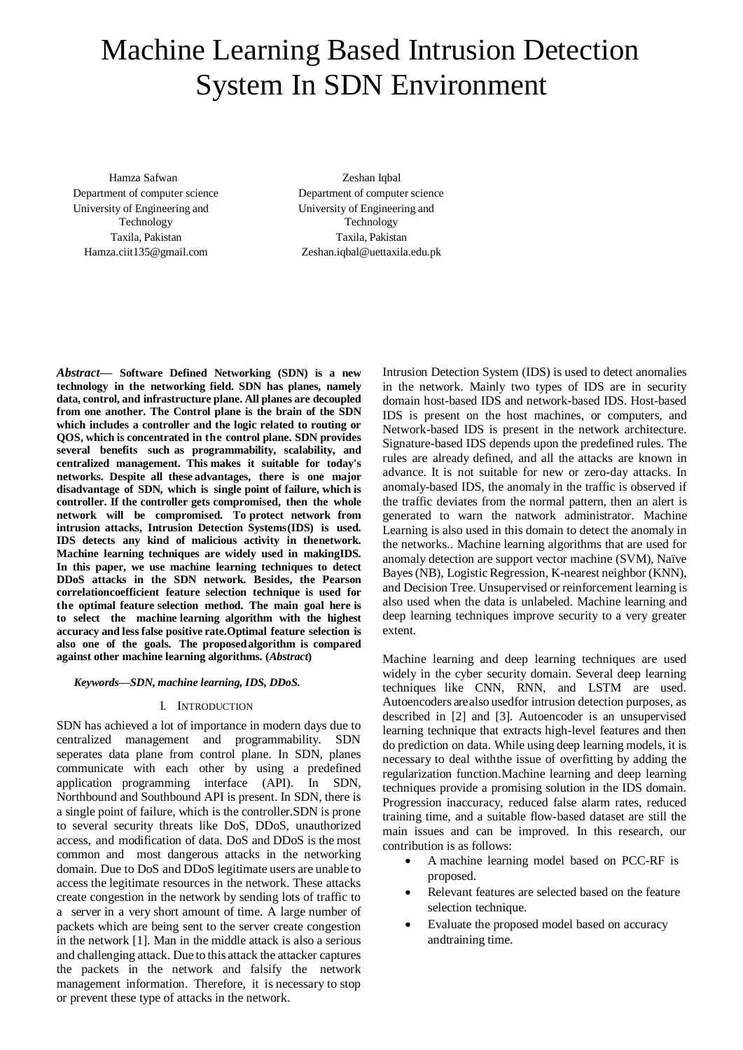# Machine Learning Based Intrusion Detection System In SDN Environment

Hamza Safwan
Department of computer science
University of Engineering and Technology
Taxila, Pakistan
Hamza.ciit135@gmail.com

Zeshan Iqbal
Department of computer science
University of Engineering and Technology
Taxila, Pakistan
Zeshan.iqbal@uettaxila.edu.pk

***Abstract*— Software Defined Networking (SDN) is a new technology in the networking field. SDN has planes, namely data, control, and infrastructure plane. All planes are decoupled from one another. The Control plane is the brain of the SDN which includes a controller and the logic related to routing or QOS, which is concentrated in the control plane. SDN provides several benefits such as programmability, scalability, and centralized management. This makes it suitable for today's networks. Despite all these advantages, there is one major disadvantage of SDN, which is single point of failure, which is controller. If the controller gets compromised, then the whole network will be compromised. To protect network from intrusion attacks, Intrusion Detection Systems(IDS) is used. IDS detects any kind of malicious activity in thenetwork. Machine learning techniques are widely used in makingIDS. In this paper, we use machine learning techniques to detect DDoS attacks in the SDN network. Besides, the Pearson correlationcoefficient feature selection technique is used for the optimal feature selection method. The main goal here is to select the machine learning algorithm with the highest accuracy and less false positive rate.Optimal feature selection is also one of the goals. The proposedalgorithm is compared against other machine learning algorithms. (*Abstract*)**

***Keywords—SDN, machine learning, IDS, DDoS.***

## I. Introduction

SDN has achieved a lot of importance in modern days due to centralized management and programmability. SDN seperates data plane from control plane. In SDN, planes communicate with each other by using a predefined application programming interface (API). In SDN, Northbound and Southbound API is present. In SDN, there is a single point of failure, which is the controller.SDN is prone to several security threats like DoS, DDoS, unauthorized access, and modification of data. DoS and DDoS is the most common and most dangerous attacks in the networking domain. Due to DoS and DDoS legitimate users are unable to access the legitimate resources in the network. These attacks create congestion in the network by sending lots of traffic to a server in a very short amount of time. A large number of packets which are being sent to the server create congestion in the network [1]. Man in the middle attack is also a serious and challenging attack. Due to this attack the attacker captures the packets in the network and falsify the network management information. Therefore, it is necessary to stop or prevent these type of attacks in the network.

Intrusion Detection System (IDS) is used to detect anomalies in the network. Mainly two types of IDS are in security domain host-based IDS and network-based IDS. Host-based IDS is present on the host machines, or computers, and Network-based IDS is present in the network architecture. Signature-based IDS depends upon the predefined rules. The rules are already defined, and all the attacks are known in advance. It is not suitable for new or zero-day attacks. In anomaly-based IDS, the anomaly in the traffic is observed if the traffic deviates from the normal pattern, then an alert is generated to warn the natwork administrator. Machine Learning is also used in this domain to detect the anomaly in the networks.. Machine learning algorithms that are used for anomaly detection are support vector machine (SVM), Naïve Bayes (NB), Logistic Regression, K-nearest neighbor (KNN), and Decision Tree. Unsupervised or reinforcement learning is also used when the data is unlabeled. Machine learning and deep learning techniques improve security to a very greater extent.

Machine learning and deep learning techniques are used widely in the cyber security domain. Several deep learning techniques like CNN, RNN, and LSTM are used. Autoencoders arealso usedfor intrusion detection purposes, as described in [2] and [3]. Autoencoder is an unsupervised learning technique that extracts high-level features and then do prediction on data. While using deep learning models, it is necessary to deal withthe issue of overfitting by adding the regularization function.Machine learning and deep learning techniques provide a promising solution in the IDS domain. Progression inaccuracy, reduced false alarm rates, reduced training time, and a suitable flow-based dataset are still the main issues and can be improved. In this research, our contribution is as follows:

- A machine learning model based on PCC-RF is proposed.
- Relevant features are selected based on the feature selection technique.
- Evaluate the proposed model based on accuracy andtraining time.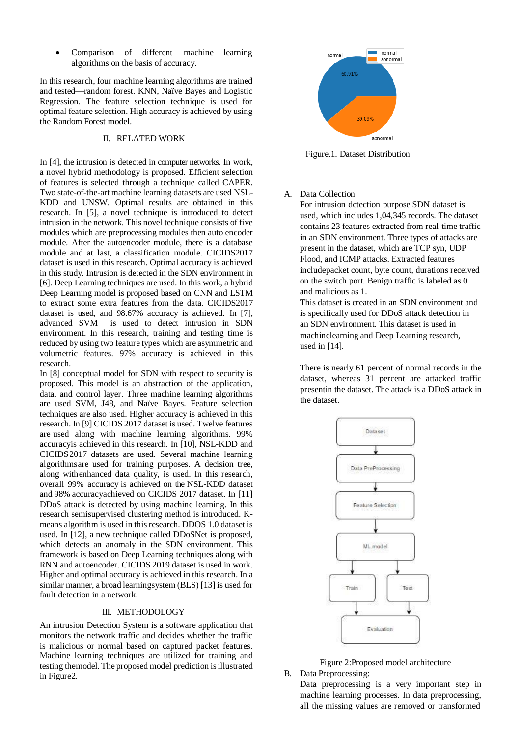- Comparison of different machine learning algorithms on the basis of accuracy.

In this research, four machine learning algorithms are trained and tested—random forest. KNN, Naïve Bayes and Logistic Regression. The feature selection technique is used for optimal feature selection. High accuracy is achieved by using the Random Forest model.

## II. RELATED WORK

In [4], the intrusion is detected in computer networks. In work, a novel hybrid methodology is proposed. Efficient selection of features is selected through a technique called CAPER. Two state-of-the-art machine learning datasets are used NSL-KDD and UNSW. Optimal results are obtained in this research. In [5], a novel technique is introduced to detect intrusion in the network. This novel technique consists of five modules which are preprocessing modules then auto encoder module. After the autoencoder module, there is a database module and at last, a classification module. CICIDS2017 dataset is used in this research. Optimal accuracy is achieved in this study. Intrusion is detected in the SDN environment in [6]. Deep Learning techniques are used. In this work, a hybrid Deep Learning model is proposed based on CNN and LSTM to extract some extra features from the data. CICIDS2017 dataset is used, and 98.67% accuracy is achieved. In [7], advanced SVM is used to detect intrusion in SDN environment. In this research, training and testing time is reduced by using two feature types which are asymmetric and volumetric features. 97% accuracy is achieved in this research.

In [8] conceptual model for SDN with respect to security is proposed. This model is an abstraction of the application, data, and control layer. Three machine learning algorithms are used SVM, J48, and Naïve Bayes. Feature selection techniques are also used. Higher accuracy is achieved in this research. In [9] CICIDS 2017 dataset is used. Twelve features are used along with machine learning algorithms. 99% accuracyis achieved in this research. In [10], NSL-KDD and CICIDS2017 datasets are used. Several machine learning algorithmsare used for training purposes. A decision tree, along withenhanced data quality, is used. In this research, overall 99% accuracy is achieved on the NSL-KDD dataset and 98% accuracyachieved on CICIDS 2017 dataset. In [11] DDoS attack is detected by using machine learning. In this research semisupervised clustering method is introduced. K-means algorithm is used in this research. DDOS 1.0 dataset is used. In [12], a new technique called DDoSNet is proposed, which detects an anomaly in the SDN environment. This framework is based on Deep Learning techniques along with RNN and autoencoder. CICIDS 2019 dataset is used in work. Higher and optimal accuracy is achieved in this research. In a similar manner, a broad learningsystem (BLS) [13] is used for fault detection in a network.

## III. METHODOLOGY

An intrusion Detection System is a software application that monitors the network traffic and decides whether the traffic is malicious or normal based on captured packet features. Machine learning techniques are utilized for training and testing themodel. The proposed model prediction is illustrated in Figure2.

Figure.1. Dataset Distribution

### A. Data Collection

For intrusion detection purpose SDN dataset is used, which includes 1,04,345 records. The dataset contains 23 features extracted from real-time traffic in an SDN environment. Three types of attacks are present in the dataset, which are TCP syn, UDP Flood, and ICMP attacks. Extracted features includepacket count, byte count, durations received on the switch port. Benign traffic is labeled as 0 and malicious as 1.

This dataset is created in an SDN environment and is specifically used for DDoS attack detection in an SDN environment. This dataset is used in machinelearning and Deep Learning research, used in [14].

There is nearly 61 percent of normal records in the dataset, whereas 31 percent are attacked traffic presentin the dataset. The attack is a DDoS attack in the dataset.

Figure 2:Proposed model architecture

### B. Data Preprocessing:

Data preprocessing is a very important step in machine learning processes. In data preprocessing, all the missing values are removed or transformed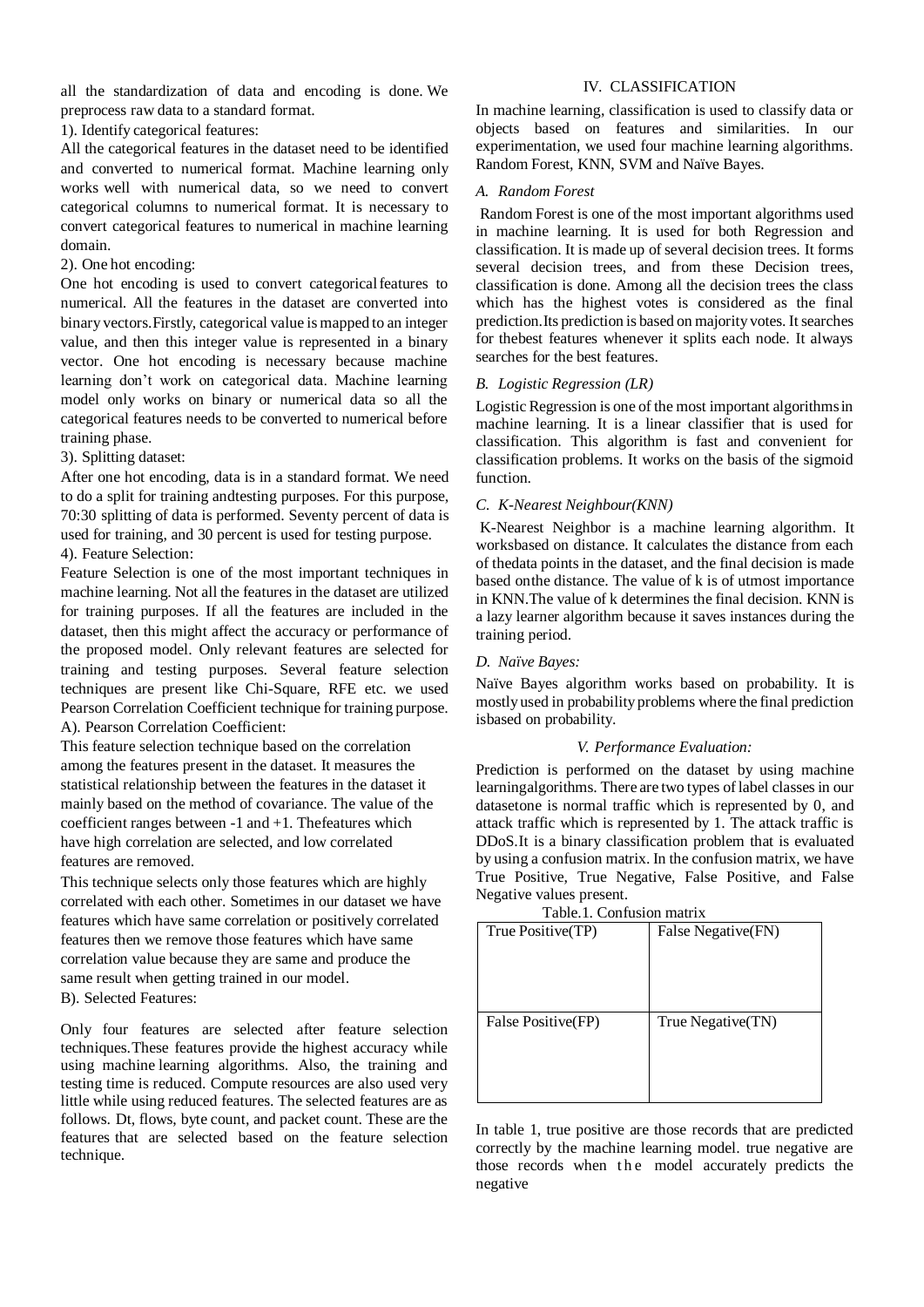all the standardization of data and encoding is done. We preprocess raw data to a standard format.

1). Identify categorical features:

All the categorical features in the dataset need to be identified and converted to numerical format. Machine learning only works well with numerical data, so we need to convert categorical columns to numerical format. It is necessary to convert categorical features to numerical in machine learning domain.

2). One hot encoding:

One hot encoding is used to convert categorical features to numerical. All the features in the dataset are converted into binary vectors.Firstly, categorical value is mapped to an integer value, and then this integer value is represented in a binary vector. One hot encoding is necessary because machine learning don't work on categorical data. Machine learning model only works on binary or numerical data so all the categorical features needs to be converted to numerical before training phase.

3). Splitting dataset:

After one hot encoding, data is in a standard format. We need to do a split for training andtesting purposes. For this purpose, 70:30 splitting of data is performed. Seventy percent of data is used for training, and 30 percent is used for testing purpose.

4). Feature Selection:

Feature Selection is one of the most important techniques in machine learning. Not all the features in the dataset are utilized for training purposes. If all the features are included in the dataset, then this might affect the accuracy or performance of the proposed model. Only relevant features are selected for training and testing purposes. Several feature selection techniques are present like Chi-Square, RFE etc. we used Pearson Correlation Coefficient technique for training purpose.

A). Pearson Correlation Coefficient:

This feature selection technique based on the correlation among the features present in the dataset. It measures the statistical relationship between the features in the dataset it mainly based on the method of covariance. The value of the coefficient ranges between -1 and +1. Thefeatures which have high correlation are selected, and low correlated features are removed.

This technique selects only those features which are highly correlated with each other. Sometimes in our dataset we have features which have same correlation or positively correlated features then we remove those features which have same correlation value because they are same and produce the same result when getting trained in our model.

B). Selected Features:

Only four features are selected after feature selection techniques.These features provide the highest accuracy while using machine learning algorithms. Also, the training and testing time is reduced. Compute resources are also used very little while using reduced features. The selected features are as follows. Dt, flows, byte count, and packet count. These are the features that are selected based on the feature selection technique.

## IV. CLASSIFICATION

In machine learning, classification is used to classify data or objects based on features and similarities. In our experimentation, we used four machine learning algorithms. Random Forest, KNN, SVM and Naïve Bayes.

### *A. Random Forest*

Random Forest is one of the most important algorithms used in machine learning. It is used for both Regression and classification. It is made up of several decision trees. It forms several decision trees, and from these Decision trees, classification is done. Among all the decision trees the class which has the highest votes is considered as the final prediction.Its prediction is based on majority votes. It searches for thebest features whenever it splits each node. It always searches for the best features.

### *B. Logistic Regression (LR)*

Logistic Regression is one of the most important algorithms in machine learning. It is a linear classifier that is used for classification. This algorithm is fast and convenient for classification problems. It works on the basis of the sigmoid function.

### *C. K-Nearest Neighbour(KNN)*

K-Nearest Neighbor is a machine learning algorithm. It worksbased on distance. It calculates the distance from each of thedata points in the dataset, and the final decision is made based onthe distance. The value of k is of utmost importance in KNN.The value of k determines the final decision. KNN is a lazy learner algorithm because it saves instances during the training period.

### *D. Naïve Bayes:*

Naïve Bayes algorithm works based on probability. It is mostly used in probability problems where the final prediction isbased on probability.

## *V. Performance Evaluation:*

Prediction is performed on the dataset by using machine learningalgorithms. There are two types of label classes in our datasetone is normal traffic which is represented by 0, and attack traffic which is represented by 1. The attack traffic is DDoS.It is a binary classification problem that is evaluated by using a confusion matrix. In the confusion matrix, we have True Positive, True Negative, False Positive, and False Negative values present.

Table.1. Confusion matrix

| True Positive(TP) | False Negative(FN) |
|---|---|
| False Positive(FP) | True Negative(TN) |

In table 1, true positive are those records that are predicted correctly by the machine learning model. true negative are those records when the model accurately predicts the negative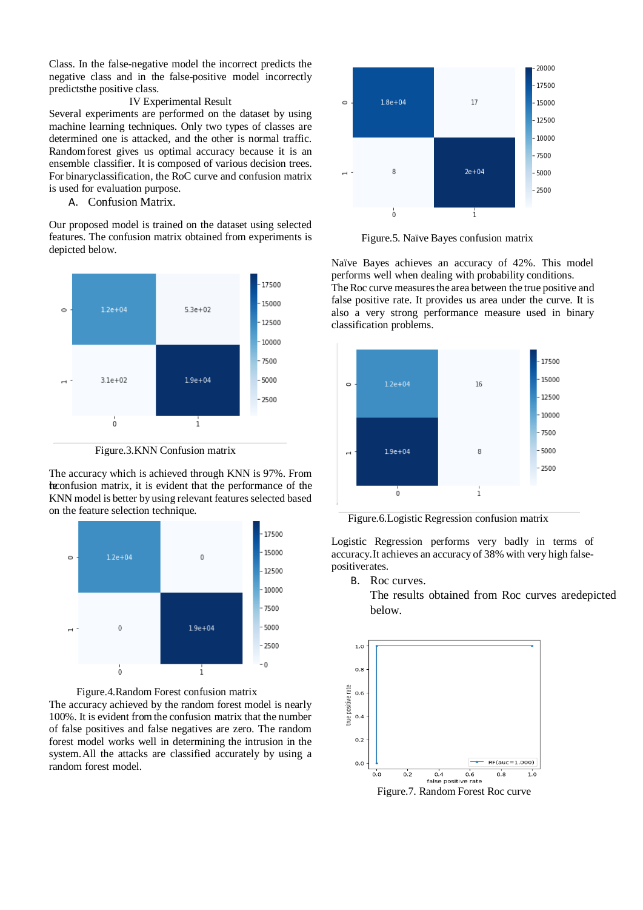Class. In the false-negative model the incorrect predicts the negative class and in the false-positive model incorrectly predictsthe positive class.

## IV Experimental Result

Several experiments are performed on the dataset by using machine learning techniques. Only two types of classes are determined one is attacked, and the other is normal traffic. Random forest gives us optimal accuracy because it is an ensemble classifier. It is composed of various decision trees. For binaryclassification, the RoC curve and confusion matrix is used for evaluation purpose.

### A. Confusion Matrix.

Our proposed model is trained on the dataset using selected features. The confusion matrix obtained from experiments is depicted below.

Figure.3.KNN Confusion matrix

The accuracy which is achieved through KNN is 97%. From theconfusion matrix, it is evident that the performance of the KNN model is better by using relevant features selected based on the feature selection technique.

Figure.4.Random Forest confusion matrix

The accuracy achieved by the random forest model is nearly 100%. It is evident from the confusion matrix that the number of false positives and false negatives are zero. The random forest model works well in determining the intrusion in the system. All the attacks are classified accurately by using a random forest model.

Figure.5. Naïve Bayes confusion matrix

Naïve Bayes achieves an accuracy of 42%. This model performs well when dealing with probability conditions.

The Roc curve measures the area between the true positive and false positive rate. It provides us area under the curve. It is also a very strong performance measure used in binary classification problems.

Figure.6.Logistic Regression confusion matrix

Logistic Regression performs very badly in terms of accuracy. It achieves an accuracy of 38% with very high false-positiverates.

### B. Roc curves.

The results obtained from Roc curves aredepicted below.

Figure.7. Random Forest Roc curve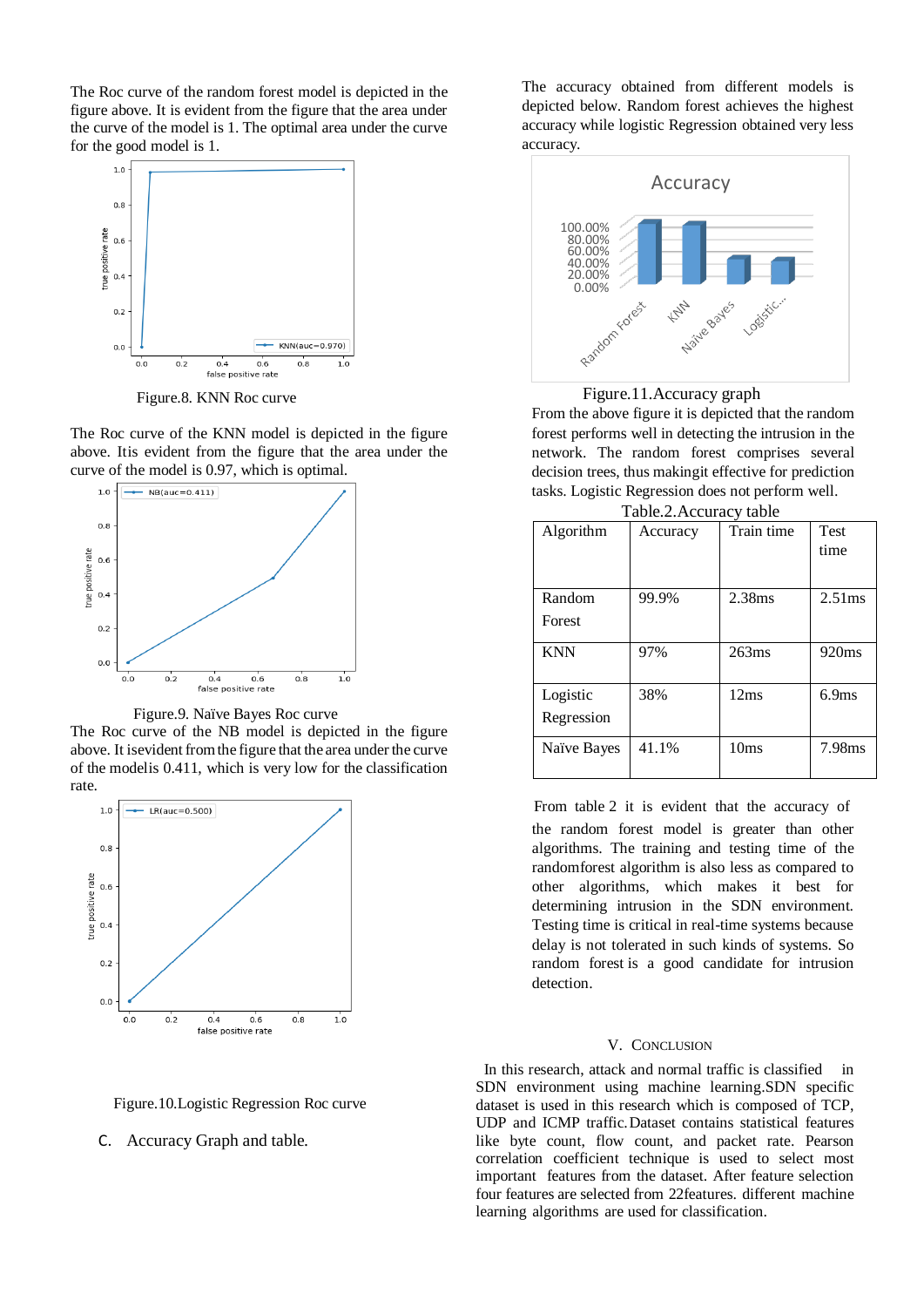The Roc curve of the random forest model is depicted in the figure above. It is evident from the figure that the area under the curve of the model is 1. The optimal area under the curve for the good model is 1.

Figure.8. KNN Roc curve

The Roc curve of the KNN model is depicted in the figure above. Itis evident from the figure that the area under the curve of the model is 0.97, which is optimal.

Figure.9. Naïve Bayes Roc curve

The Roc curve of the NB model is depicted in the figure above. It isevident from the figure that the area under the curve of the modelis 0.411, which is very low for the classification rate.

Figure.10.Logistic Regression Roc curve

### C. Accuracy Graph and table.

The accuracy obtained from different models is depicted below. Random forest achieves the highest accuracy while logistic Regression obtained very less accuracy.

Figure.11.Accuracy graph

From the above figure it is depicted that the random forest performs well in detecting the intrusion in the network. The random forest comprises several decision trees, thus makingit effective for prediction tasks. Logistic Regression does not perform well.

Table.2.Accuracy table

| Algorithm | Accuracy | Train time | Test time |
|---|---|---|---|
| Random Forest | 99.9% | 2.38ms | 2.51ms |
| KNN | 97% | 263ms | 920ms |
| Logistic Regression | 38% | 12ms | 6.9ms |
| Naïve Bayes | 41.1% | 10ms | 7.98ms |

From table 2 it is evident that the accuracy of the random forest model is greater than other algorithms. The training and testing time of the randomforest algorithm is also less as compared to other algorithms, which makes it best for determining intrusion in the SDN environment. Testing time is critical in real-time systems because delay is not tolerated in such kinds of systems. So random forest is a good candidate for intrusion detection.

## V. CONCLUSION

In this research, attack and normal traffic is classified in SDN environment using machine learning.SDN specific dataset is used in this research which is composed of TCP, UDP and ICMP traffic.Dataset contains statistical features like byte count, flow count, and packet rate. Pearson correlation coefficient technique is used to select most important features from the dataset. After feature selection four features are selected from 22features. different machine learning algorithms are used for classification.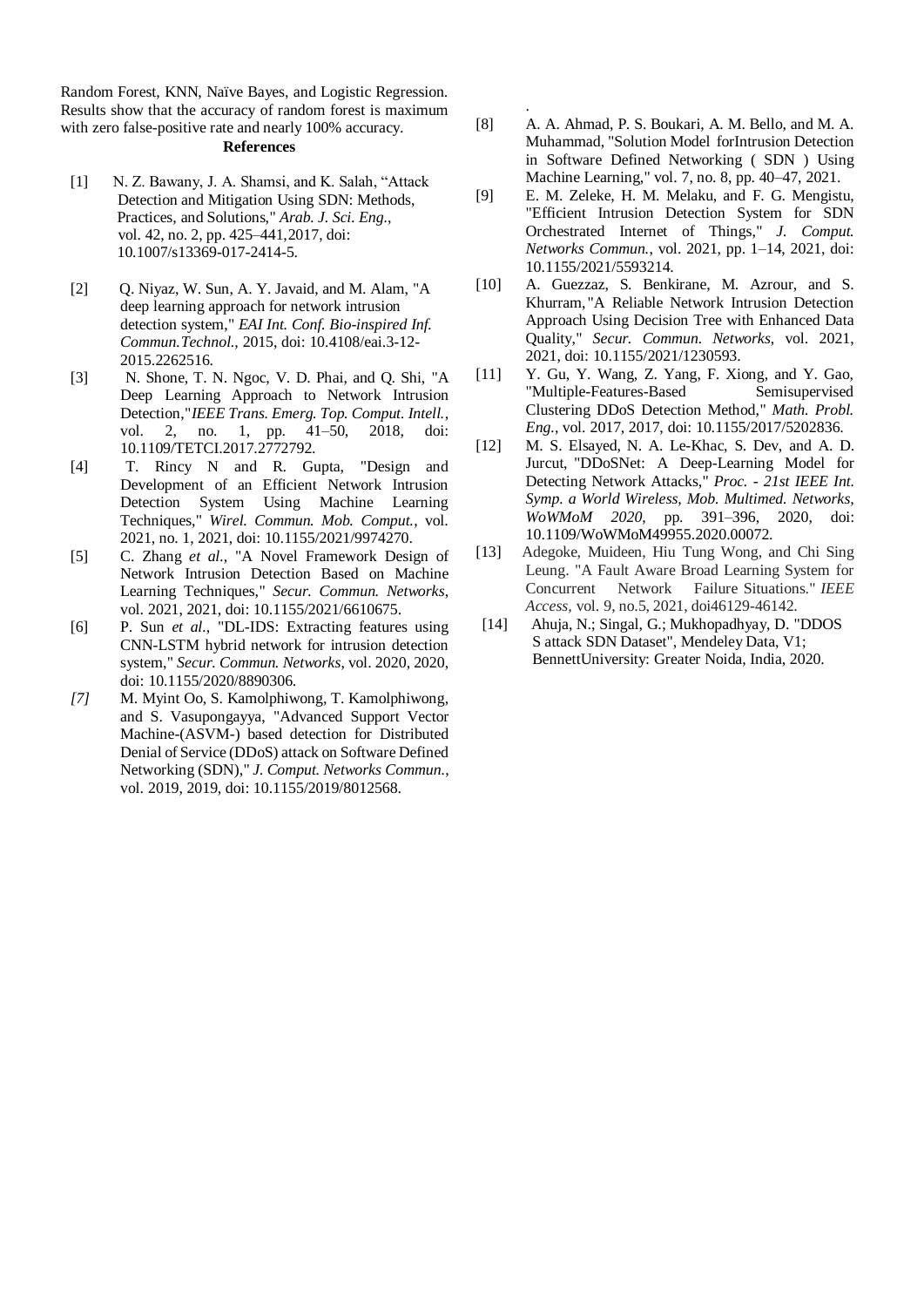Random Forest, KNN, Naïve Bayes, and Logistic Regression. Results show that the accuracy of random forest is maximum with zero false-positive rate and nearly 100% accuracy.

## References

[1] N. Z. Bawany, J. A. Shamsi, and K. Salah, “Attack Detection and Mitigation Using SDN: Methods, Practices, and Solutions," *Arab. J. Sci. Eng.*, vol. 42, no. 2, pp. 425–441,2017, doi: 10.1007/s13369-017-2414-5.

[2] Q. Niyaz, W. Sun, A. Y. Javaid, and M. Alam, "A deep learning approach for network intrusion detection system," *EAI Int. Conf. Bio-inspired Inf. Commun.Technol.*, 2015, doi: 10.4108/eai.3-12-2015.2262516.

[3] N. Shone, T. N. Ngoc, V. D. Phai, and Q. Shi, "A Deep Learning Approach to Network Intrusion Detection,"*IEEE Trans. Emerg. Top. Comput. Intell.*, vol. 2, no. 1, pp. 41–50, 2018, doi: 10.1109/TETCI.2017.2772792.

[4] T. Rincy N and R. Gupta, "Design and Development of an Efficient Network Intrusion Detection System Using Machine Learning Techniques," *Wirel. Commun. Mob. Comput.*, vol. 2021, no. 1, 2021, doi: 10.1155/2021/9974270.

[5] C. Zhang *et al.*, "A Novel Framework Design of Network Intrusion Detection Based on Machine Learning Techniques," *Secur. Commun. Networks*, vol. 2021, 2021, doi: 10.1155/2021/6610675.

[6] P. Sun *et al.*, "DL-IDS: Extracting features using CNN-LSTM hybrid network for intrusion detection system," *Secur. Commun. Networks*, vol. 2020, 2020, doi: 10.1155/2020/8890306.

*[7]* M. Myint Oo, S. Kamolphiwong, T. Kamolphiwong, and S. Vasupongayya, "Advanced Support Vector Machine-(ASVM-) based detection for Distributed Denial of Service (DDoS) attack on Software Defined Networking (SDN)," *J. Comput. Networks Commun.*, vol. 2019, 2019, doi: 10.1155/2019/8012568.

[8] A. A. Ahmad, P. S. Boukari, A. M. Bello, and M. A. Muhammad, "Solution Model forIntrusion Detection in Software Defined Networking ( SDN ) Using Machine Learning," vol. 7, no. 8, pp. 40–47, 2021.

[9] E. M. Zeleke, H. M. Melaku, and F. G. Mengistu, "Efficient Intrusion Detection System for SDN Orchestrated Internet of Things," *J. Comput. Networks Commun.*, vol. 2021, pp. 1–14, 2021, doi: 10.1155/2021/5593214.

[10] A. Guezzaz, S. Benkirane, M. Azrour, and S. Khurram,"A Reliable Network Intrusion Detection Approach Using Decision Tree with Enhanced Data Quality," *Secur. Commun. Networks*, vol. 2021, 2021, doi: 10.1155/2021/1230593.

[11] Y. Gu, Y. Wang, Z. Yang, F. Xiong, and Y. Gao, "Multiple-Features-Based Semisupervised Clustering DDoS Detection Method," *Math. Probl. Eng.*, vol. 2017, 2017, doi: 10.1155/2017/5202836.

[12] M. S. Elsayed, N. A. Le-Khac, S. Dev, and A. D. Jurcut, "DDoSNet: A Deep-Learning Model for Detecting Network Attacks," *Proc. - 21st IEEE Int. Symp. a World Wireless, Mob. Multimed. Networks, WoWMoM 2020*, pp. 391–396, 2020, doi: 10.1109/WoWMoM49955.2020.00072.

[13] Adegoke, Muideen, Hiu Tung Wong, and Chi Sing Leung. "A Fault Aware Broad Learning System for Concurrent Network Failure Situations." *IEEE Access*, vol. 9, no.5, 2021, doi46129-46142.

[14] Ahuja, N.; Singal, G.; Mukhopadhyay, D. "DDOS S attack SDN Dataset", Mendeley Data, V1; BennettUniversity: Greater Noida, India, 2020.